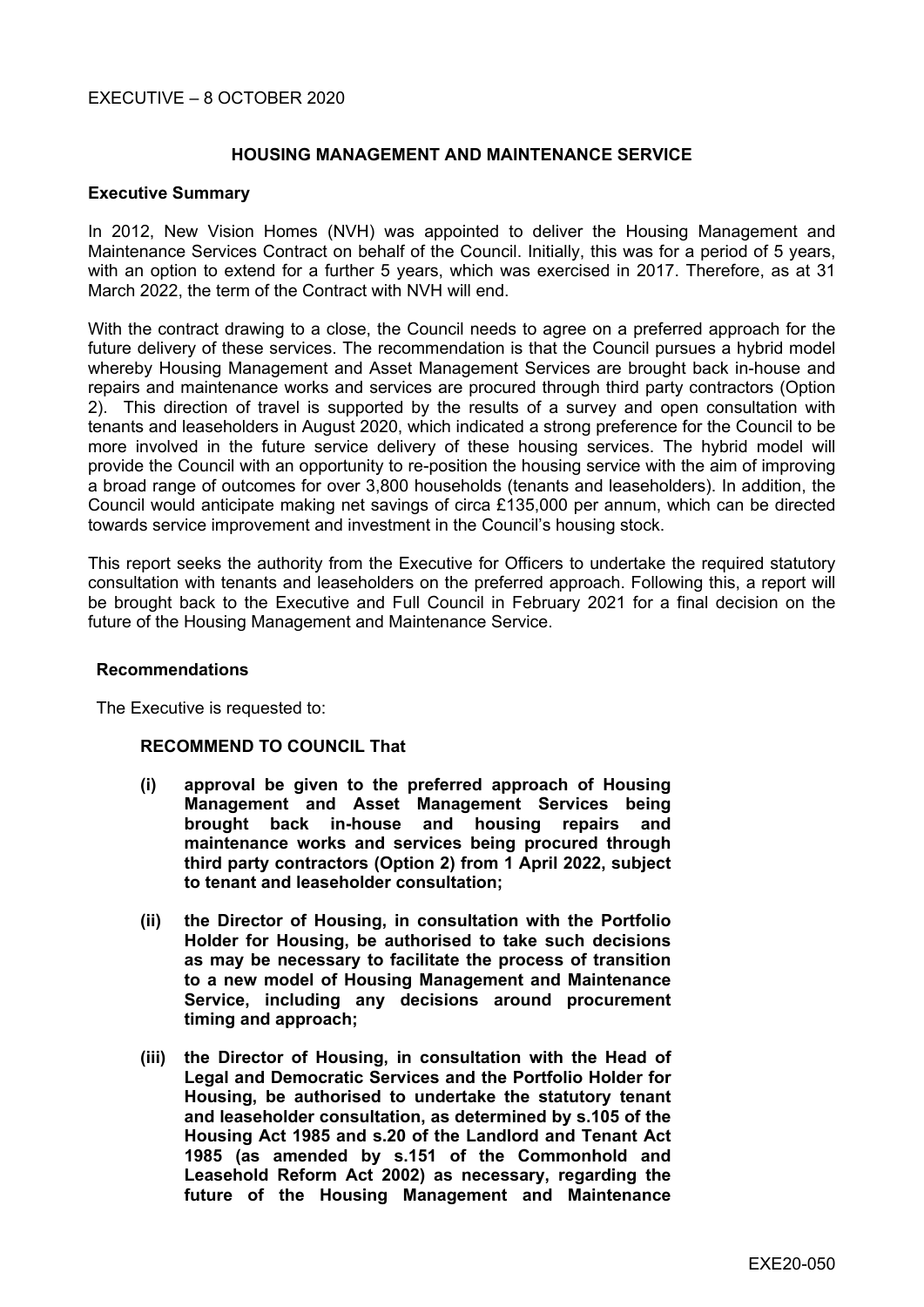EXECUTIVE – 8 OCTOBER 2020

## HOUSING MANAGEMENT AND MAINTENANCE SERVICE

### Executive Summary

In 2012, New Vision Homes (NVH) was appointed to deliver the Housing Management and Maintenance Services Contract on behalf of the Council. Initially, this was for a period of 5 years, with an option to extend for a further 5 years, which was exercised in 2017. Therefore, as at 31 March 2022, the term of the Contract with NVH will end.

With the contract drawing to a close, the Council needs to agree on a preferred approach for the future delivery of these services. The recommendation is that the Council pursues a hybrid model whereby Housing Management and Asset Management Services are brought back in-house and repairs and maintenance works and services are procured through third party contractors (Option 2). This direction of travel is supported by the results of a survey and open consultation with tenants and leaseholders in August 2020, which indicated a strong preference for the Council to be more involved in the future service delivery of these housing services. The hybrid model will provide the Council with an opportunity to re-position the housing service with the aim of improving a broad range of outcomes for over 3,800 households (tenants and leaseholders). In addition, the Council would anticipate making net savings of circa £135,000 per annum, which can be directed towards service improvement and investment in the Council's housing stock.

This report seeks the authority from the Executive for Officers to undertake the required statutory consultation with tenants and leaseholders on the preferred approach. Following this, a report will be brought back to the Executive and Full Council in February 2021 for a final decision on the future of the Housing Management and Maintenance Service.

### Recommendations

The Executive is requested to:

**RECOMMEND TO COUNCIL That**

**(i) approval be given to the preferred approach of Housing Management and Asset Management Services being brought back in-house and housing repairs and maintenance works and services being procured through third party contractors (Option 2) from 1 April 2022, subject to tenant and leaseholder consultation;**

**(ii) the Director of Housing, in consultation with the Portfolio Holder for Housing, be authorised to take such decisions as may be necessary to facilitate the process of transition to a new model of Housing Management and Maintenance Service, including any decisions around procurement timing and approach;**

**(iii) the Director of Housing, in consultation with the Head of Legal and Democratic Services and the Portfolio Holder for Housing, be authorised to undertake the statutory tenant and leaseholder consultation, as determined by s.105 of the Housing Act 1985 and s.20 of the Landlord and Tenant Act 1985 (as amended by s.151 of the Commonhold and Leasehold Reform Act 2002) as necessary, regarding the future of the Housing Management and Maintenance**

EXE20-050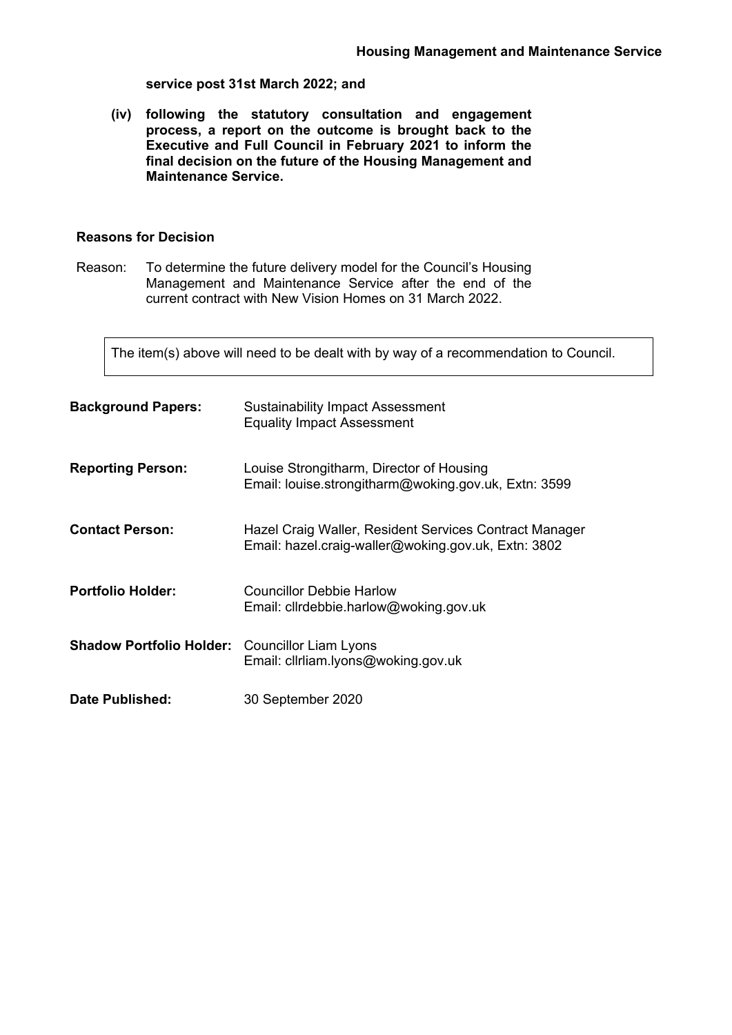**service post 31st March 2022; and**

**(iv) following the statutory consultation and engagement process, a report on the outcome is brought back to the Executive and Full Council in February 2021 to inform the final decision on the future of the Housing Management and Maintenance Service.**

**Reasons for Decision**

Reason: To determine the future delivery model for the Council's Housing Management and Maintenance Service after the end of the current contract with New Vision Homes on 31 March 2022.

The item(s) above will need to be dealt with by way of a recommendation to Council.

**Background Papers:** Sustainability Impact Assessment
Equality Impact Assessment

**Reporting Person:** Louise Strongitharm, Director of Housing
Email: louise.strongitharm@woking.gov.uk, Extn: 3599

**Contact Person:** Hazel Craig Waller, Resident Services Contract Manager
Email: hazel.craig-waller@woking.gov.uk, Extn: 3802

**Portfolio Holder:** Councillor Debbie Harlow
Email: cllrdebbie.harlow@woking.gov.uk

**Shadow Portfolio Holder:** Councillor Liam Lyons
Email: cllrliam.lyons@woking.gov.uk

**Date Published:** 30 September 2020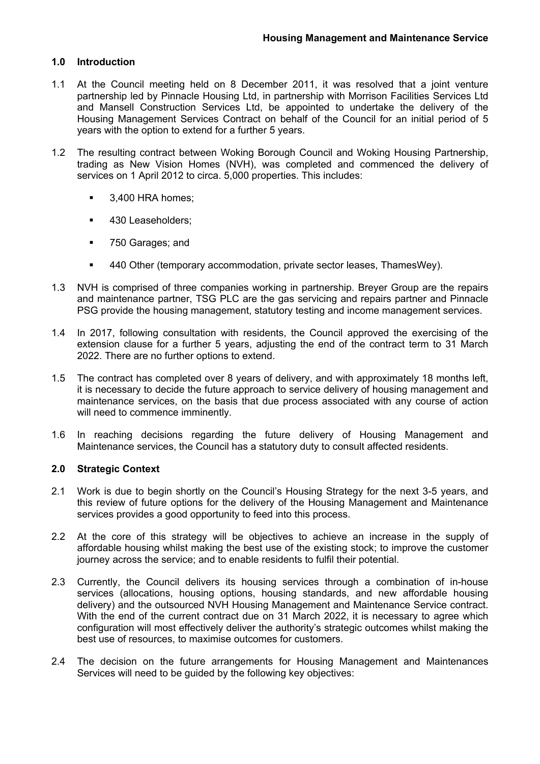## 1.0 Introduction

1.1 At the Council meeting held on 8 December 2011, it was resolved that a joint venture partnership led by Pinnacle Housing Ltd, in partnership with Morrison Facilities Services Ltd and Mansell Construction Services Ltd, be appointed to undertake the delivery of the Housing Management Services Contract on behalf of the Council for an initial period of 5 years with the option to extend for a further 5 years.

1.2 The resulting contract between Woking Borough Council and Woking Housing Partnership, trading as New Vision Homes (NVH), was completed and commenced the delivery of services on 1 April 2012 to circa. 5,000 properties. This includes:

- 3,400 HRA homes;
- 430 Leaseholders;
- 750 Garages; and
- 440 Other (temporary accommodation, private sector leases, ThamesWey).

1.3 NVH is comprised of three companies working in partnership. Breyer Group are the repairs and maintenance partner, TSG PLC are the gas servicing and repairs partner and Pinnacle PSG provide the housing management, statutory testing and income management services.

1.4 In 2017, following consultation with residents, the Council approved the exercising of the extension clause for a further 5 years, adjusting the end of the contract term to 31 March 2022. There are no further options to extend.

1.5 The contract has completed over 8 years of delivery, and with approximately 18 months left, it is necessary to decide the future approach to service delivery of housing management and maintenance services, on the basis that due process associated with any course of action will need to commence imminently.

1.6 In reaching decisions regarding the future delivery of Housing Management and Maintenance services, the Council has a statutory duty to consult affected residents.

## 2.0 Strategic Context

2.1 Work is due to begin shortly on the Council's Housing Strategy for the next 3-5 years, and this review of future options for the delivery of the Housing Management and Maintenance services provides a good opportunity to feed into this process.

2.2 At the core of this strategy will be objectives to achieve an increase in the supply of affordable housing whilst making the best use of the existing stock; to improve the customer journey across the service; and to enable residents to fulfil their potential.

2.3 Currently, the Council delivers its housing services through a combination of in-house services (allocations, housing options, housing standards, and new affordable housing delivery) and the outsourced NVH Housing Management and Maintenance Service contract. With the end of the current contract due on 31 March 2022, it is necessary to agree which configuration will most effectively deliver the authority's strategic outcomes whilst making the best use of resources, to maximise outcomes for customers.

2.4 The decision on the future arrangements for Housing Management and Maintenances Services will need to be guided by the following key objectives: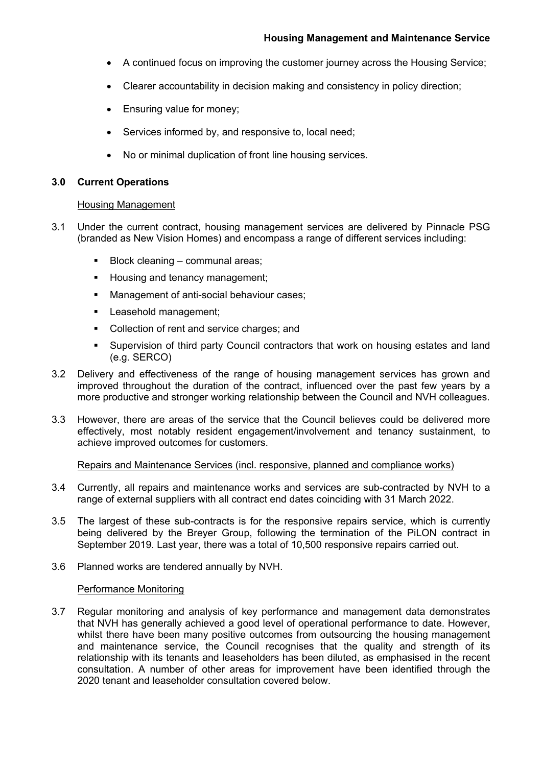- A continued focus on improving the customer journey across the Housing Service;
- Clearer accountability in decision making and consistency in policy direction;
- Ensuring value for money;
- Services informed by, and responsive to, local need;
- No or minimal duplication of front line housing services.

## 3.0 Current Operations

Housing Management

3.1 Under the current contract, housing management services are delivered by Pinnacle PSG (branded as New Vision Homes) and encompass a range of different services including:

- Block cleaning – communal areas;
- Housing and tenancy management;
- Management of anti-social behaviour cases;
- Leasehold management;
- Collection of rent and service charges; and
- Supervision of third party Council contractors that work on housing estates and land (e.g. SERCO)

3.2 Delivery and effectiveness of the range of housing management services has grown and improved throughout the duration of the contract, influenced over the past few years by a more productive and stronger working relationship between the Council and NVH colleagues.

3.3 However, there are areas of the service that the Council believes could be delivered more effectively, most notably resident engagement/involvement and tenancy sustainment, to achieve improved outcomes for customers.

Repairs and Maintenance Services (incl. responsive, planned and compliance works)

3.4 Currently, all repairs and maintenance works and services are sub-contracted by NVH to a range of external suppliers with all contract end dates coinciding with 31 March 2022.

3.5 The largest of these sub-contracts is for the responsive repairs service, which is currently being delivered by the Breyer Group, following the termination of the PiLON contract in September 2019. Last year, there was a total of 10,500 responsive repairs carried out.

3.6 Planned works are tendered annually by NVH.

Performance Monitoring

3.7 Regular monitoring and analysis of key performance and management data demonstrates that NVH has generally achieved a good level of operational performance to date. However, whilst there have been many positive outcomes from outsourcing the housing management and maintenance service, the Council recognises that the quality and strength of its relationship with its tenants and leaseholders has been diluted, as emphasised in the recent consultation. A number of other areas for improvement have been identified through the 2020 tenant and leaseholder consultation covered below.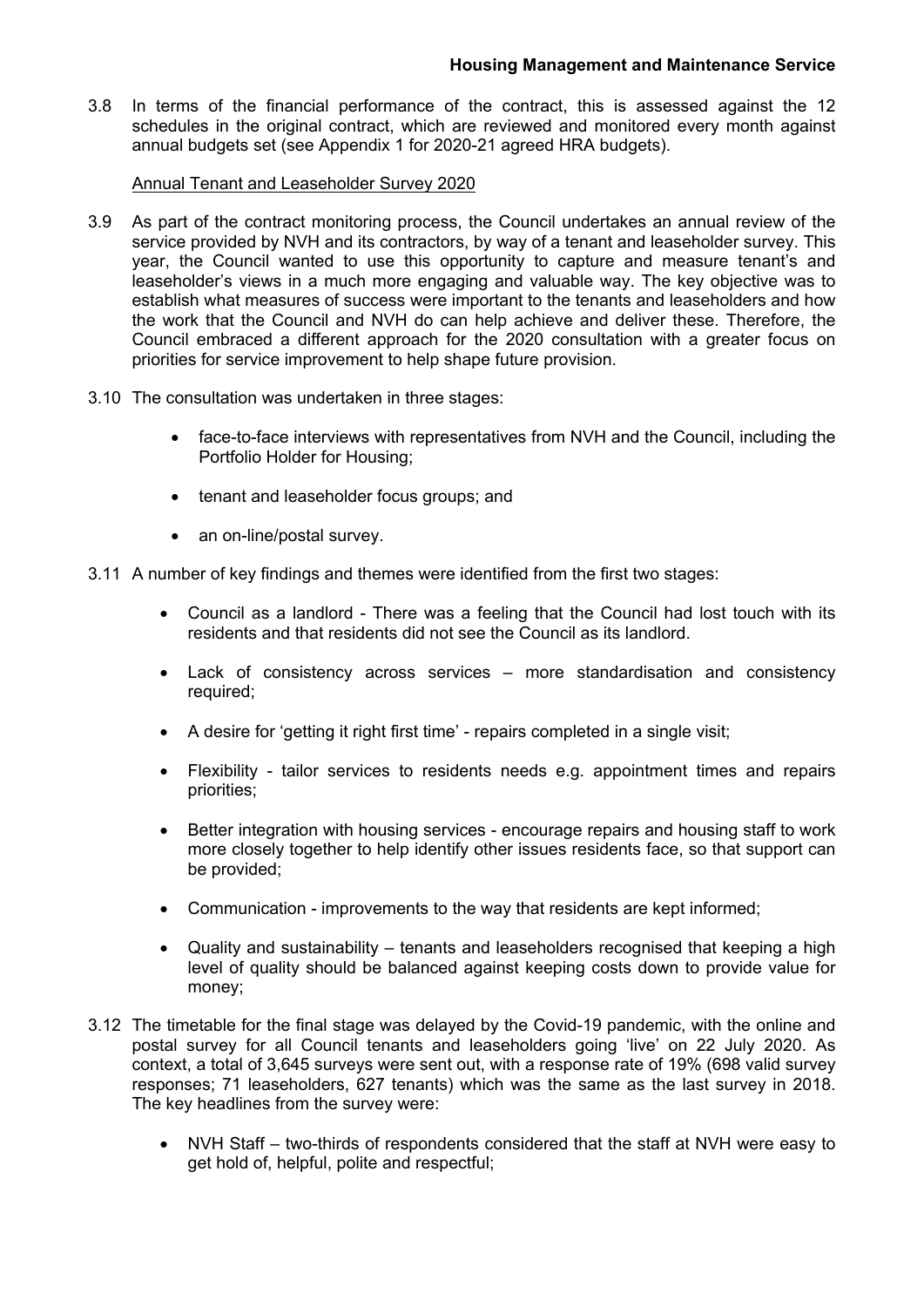3.8 In terms of the financial performance of the contract, this is assessed against the 12 schedules in the original contract, which are reviewed and monitored every month against annual budgets set (see Appendix 1 for 2020-21 agreed HRA budgets).

<u>Annual Tenant and Leaseholder Survey 2020</u>

3.9 As part of the contract monitoring process, the Council undertakes an annual review of the service provided by NVH and its contractors, by way of a tenant and leaseholder survey. This year, the Council wanted to use this opportunity to capture and measure tenant's and leaseholder's views in a much more engaging and valuable way. The key objective was to establish what measures of success were important to the tenants and leaseholders and how the work that the Council and NVH do can help achieve and deliver these. Therefore, the Council embraced a different approach for the 2020 consultation with a greater focus on priorities for service improvement to help shape future provision.

3.10 The consultation was undertaken in three stages:

- face-to-face interviews with representatives from NVH and the Council, including the Portfolio Holder for Housing;
- tenant and leaseholder focus groups; and
- an on-line/postal survey.

3.11 A number of key findings and themes were identified from the first two stages:

- Council as a landlord - There was a feeling that the Council had lost touch with its residents and that residents did not see the Council as its landlord.
- Lack of consistency across services – more standardisation and consistency required;
- A desire for 'getting it right first time' - repairs completed in a single visit;
- Flexibility - tailor services to residents needs e.g. appointment times and repairs priorities;
- Better integration with housing services - encourage repairs and housing staff to work more closely together to help identify other issues residents face, so that support can be provided;
- Communication - improvements to the way that residents are kept informed;
- Quality and sustainability – tenants and leaseholders recognised that keeping a high level of quality should be balanced against keeping costs down to provide value for money;

3.12 The timetable for the final stage was delayed by the Covid-19 pandemic, with the online and postal survey for all Council tenants and leaseholders going 'live' on 22 July 2020. As context, a total of 3,645 surveys were sent out, with a response rate of 19% (698 valid survey responses; 71 leaseholders, 627 tenants) which was the same as the last survey in 2018. The key headlines from the survey were:

- NVH Staff – two-thirds of respondents considered that the staff at NVH were easy to get hold of, helpful, polite and respectful;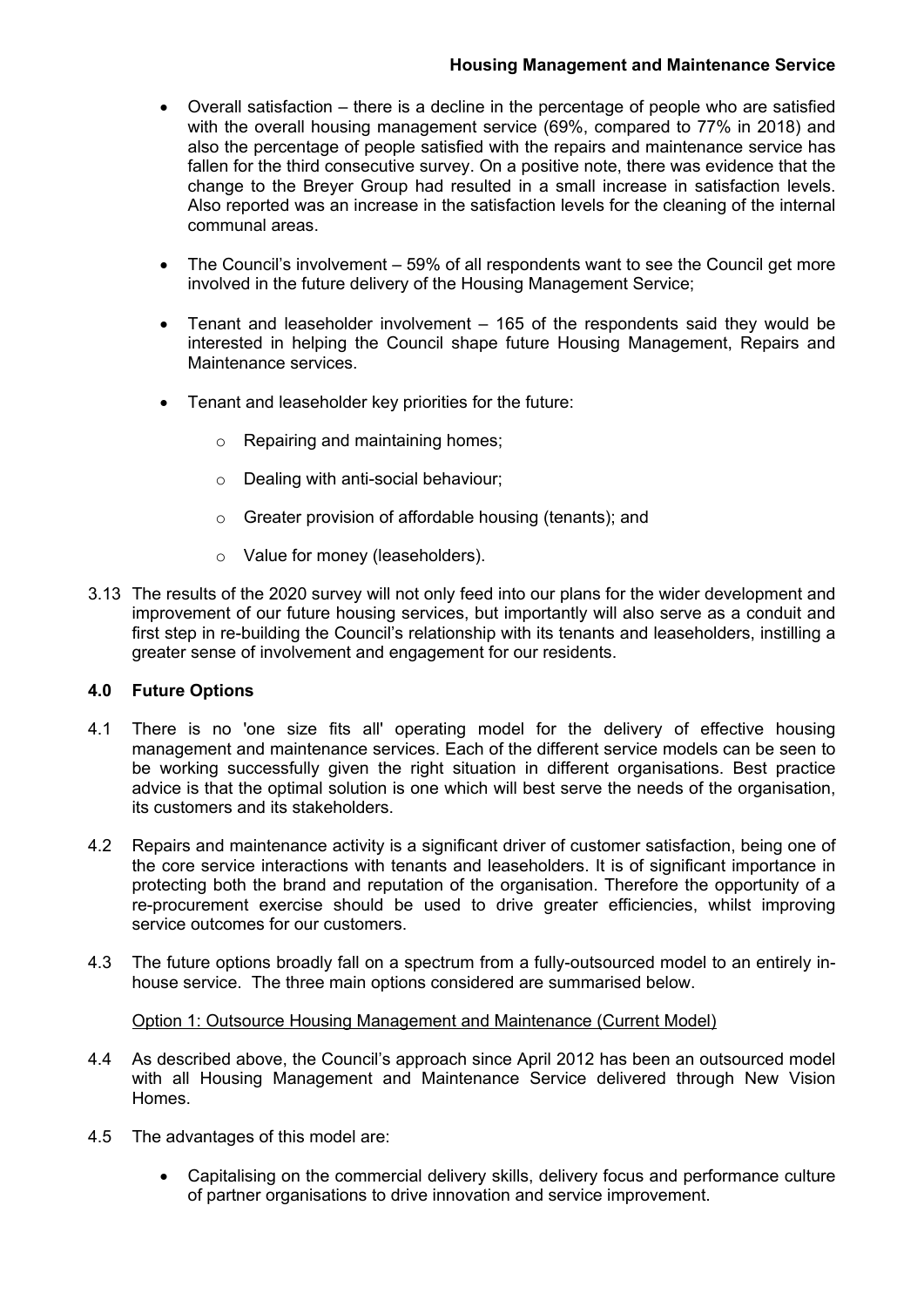- Overall satisfaction – there is a decline in the percentage of people who are satisfied with the overall housing management service (69%, compared to 77% in 2018) and also the percentage of people satisfied with the repairs and maintenance service has fallen for the third consecutive survey. On a positive note, there was evidence that the change to the Breyer Group had resulted in a small increase in satisfaction levels. Also reported was an increase in the satisfaction levels for the cleaning of the internal communal areas.

- The Council's involvement – 59% of all respondents want to see the Council get more involved in the future delivery of the Housing Management Service;

- Tenant and leaseholder involvement – 165 of the respondents said they would be interested in helping the Council shape future Housing Management, Repairs and Maintenance services.

- Tenant and leaseholder key priorities for the future:

    - Repairing and maintaining homes;

    - Dealing with anti-social behaviour;

    - Greater provision of affordable housing (tenants); and

    - Value for money (leaseholders).

3.13 The results of the 2020 survey will not only feed into our plans for the wider development and improvement of our future housing services, but importantly will also serve as a conduit and first step in re-building the Council's relationship with its tenants and leaseholders, instilling a greater sense of involvement and engagement for our residents.

## 4.0 Future Options

4.1 There is no 'one size fits all' operating model for the delivery of effective housing management and maintenance services. Each of the different service models can be seen to be working successfully given the right situation in different organisations. Best practice advice is that the optimal solution is one which will best serve the needs of the organisation, its customers and its stakeholders.

4.2 Repairs and maintenance activity is a significant driver of customer satisfaction, being one of the core service interactions with tenants and leaseholders. It is of significant importance in protecting both the brand and reputation of the organisation. Therefore the opportunity of a re-procurement exercise should be used to drive greater efficiencies, whilst improving service outcomes for our customers.

4.3 The future options broadly fall on a spectrum from a fully-outsourced model to an entirely in-house service. The three main options considered are summarised below.

<u>Option 1: Outsource Housing Management and Maintenance (Current Model)</u>

4.4 As described above, the Council's approach since April 2012 has been an outsourced model with all Housing Management and Maintenance Service delivered through New Vision Homes.

4.5 The advantages of this model are:

- Capitalising on the commercial delivery skills, delivery focus and performance culture of partner organisations to drive innovation and service improvement.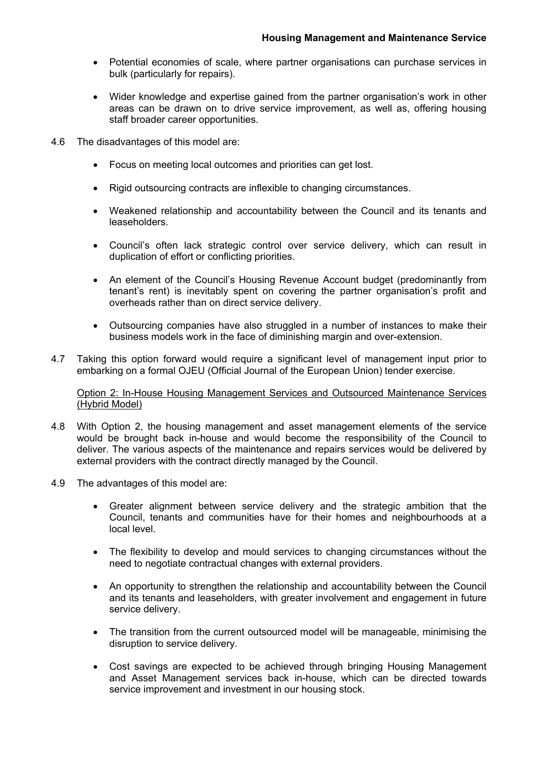- Potential economies of scale, where partner organisations can purchase services in bulk (particularly for repairs).

- Wider knowledge and expertise gained from the partner organisation's work in other areas can be drawn on to drive service improvement, as well as, offering housing staff broader career opportunities.

4.6 The disadvantages of this model are:

- Focus on meeting local outcomes and priorities can get lost.

- Rigid outsourcing contracts are inflexible to changing circumstances.

- Weakened relationship and accountability between the Council and its tenants and leaseholders.

- Council's often lack strategic control over service delivery, which can result in duplication of effort or conflicting priorities.

- An element of the Council's Housing Revenue Account budget (predominantly from tenant's rent) is inevitably spent on covering the partner organisation's profit and overheads rather than on direct service delivery.

- Outsourcing companies have also struggled in a number of instances to make their business models work in the face of diminishing margin and over-extension.

4.7 Taking this option forward would require a significant level of management input prior to embarking on a formal OJEU (Official Journal of the European Union) tender exercise.

Option 2: In-House Housing Management Services and Outsourced Maintenance Services (Hybrid Model)

4.8 With Option 2, the housing management and asset management elements of the service would be brought back in-house and would become the responsibility of the Council to deliver. The various aspects of the maintenance and repairs services would be delivered by external providers with the contract directly managed by the Council.

4.9 The advantages of this model are:

- Greater alignment between service delivery and the strategic ambition that the Council, tenants and communities have for their homes and neighbourhoods at a local level.

- The flexibility to develop and mould services to changing circumstances without the need to negotiate contractual changes with external providers.

- An opportunity to strengthen the relationship and accountability between the Council and its tenants and leaseholders, with greater involvement and engagement in future service delivery.

- The transition from the current outsourced model will be manageable, minimising the disruption to service delivery.

- Cost savings are expected to be achieved through bringing Housing Management and Asset Management services back in-house, which can be directed towards service improvement and investment in our housing stock.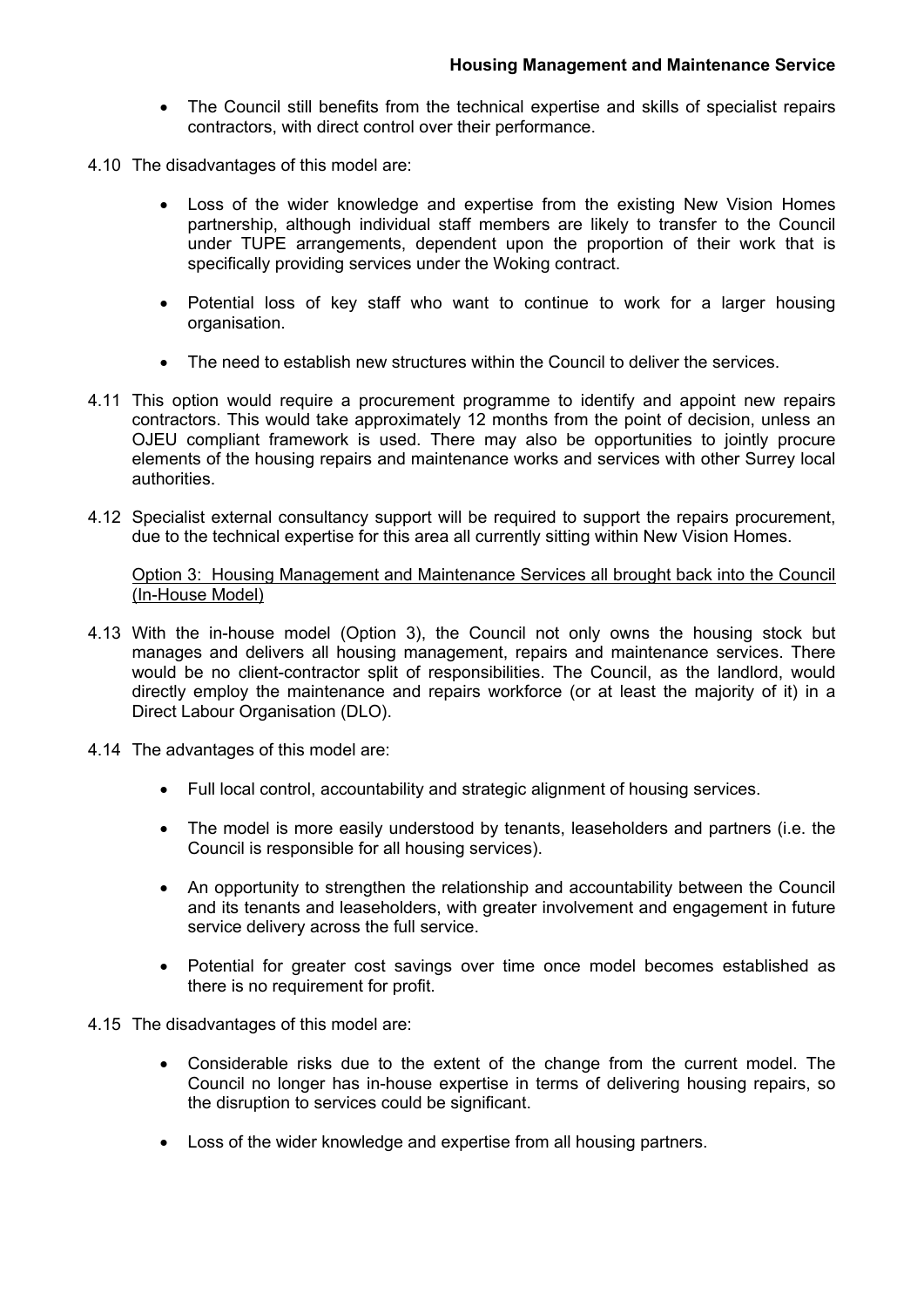- The Council still benefits from the technical expertise and skills of specialist repairs contractors, with direct control over their performance.

4.10 The disadvantages of this model are:

- Loss of the wider knowledge and expertise from the existing New Vision Homes partnership, although individual staff members are likely to transfer to the Council under TUPE arrangements, dependent upon the proportion of their work that is specifically providing services under the Woking contract.
- Potential loss of key staff who want to continue to work for a larger housing organisation.
- The need to establish new structures within the Council to deliver the services.

4.11 This option would require a procurement programme to identify and appoint new repairs contractors. This would take approximately 12 months from the point of decision, unless an OJEU compliant framework is used. There may also be opportunities to jointly procure elements of the housing repairs and maintenance works and services with other Surrey local authorities.

4.12 Specialist external consultancy support will be required to support the repairs procurement, due to the technical expertise for this area all currently sitting within New Vision Homes.

<u>Option 3: Housing Management and Maintenance Services all brought back into the Council (In-House Model)</u>

4.13 With the in-house model (Option 3), the Council not only owns the housing stock but manages and delivers all housing management, repairs and maintenance services. There would be no client-contractor split of responsibilities. The Council, as the landlord, would directly employ the maintenance and repairs workforce (or at least the majority of it) in a Direct Labour Organisation (DLO).

4.14 The advantages of this model are:

- Full local control, accountability and strategic alignment of housing services.
- The model is more easily understood by tenants, leaseholders and partners (i.e. the Council is responsible for all housing services).
- An opportunity to strengthen the relationship and accountability between the Council and its tenants and leaseholders, with greater involvement and engagement in future service delivery across the full service.
- Potential for greater cost savings over time once model becomes established as there is no requirement for profit.

4.15 The disadvantages of this model are:

- Considerable risks due to the extent of the change from the current model. The Council no longer has in-house expertise in terms of delivering housing repairs, so the disruption to services could be significant.
- Loss of the wider knowledge and expertise from all housing partners.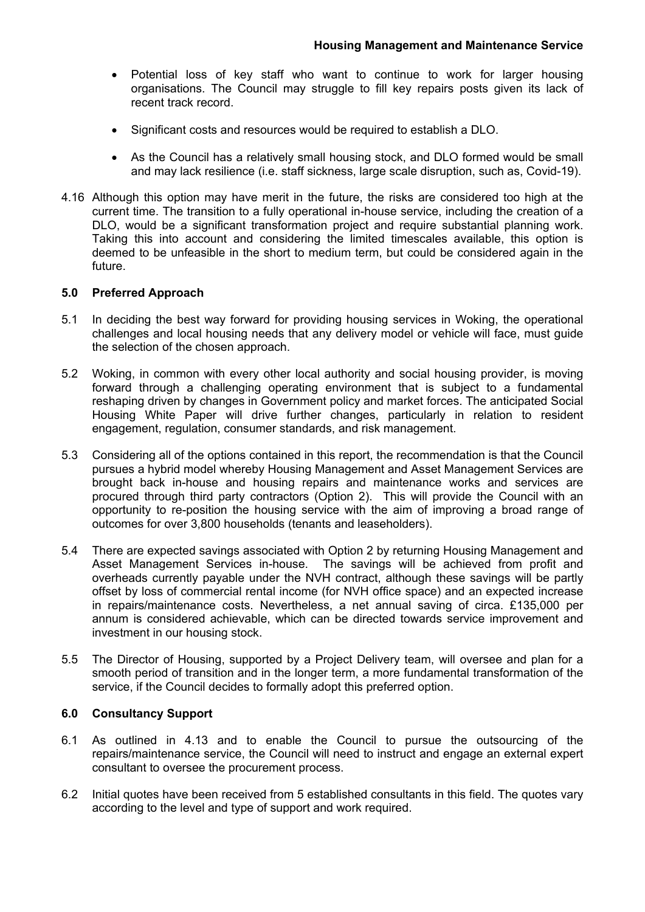- Potential loss of key staff who want to continue to work for larger housing organisations. The Council may struggle to fill key repairs posts given its lack of recent track record.
- Significant costs and resources would be required to establish a DLO.
- As the Council has a relatively small housing stock, and DLO formed would be small and may lack resilience (i.e. staff sickness, large scale disruption, such as, Covid-19).

4.16 Although this option may have merit in the future, the risks are considered too high at the current time. The transition to a fully operational in-house service, including the creation of a DLO, would be a significant transformation project and require substantial planning work. Taking this into account and considering the limited timescales available, this option is deemed to be unfeasible in the short to medium term, but could be considered again in the future.

## 5.0 Preferred Approach

5.1 In deciding the best way forward for providing housing services in Woking, the operational challenges and local housing needs that any delivery model or vehicle will face, must guide the selection of the chosen approach.

5.2 Woking, in common with every other local authority and social housing provider, is moving forward through a challenging operating environment that is subject to a fundamental reshaping driven by changes in Government policy and market forces. The anticipated Social Housing White Paper will drive further changes, particularly in relation to resident engagement, regulation, consumer standards, and risk management.

5.3 Considering all of the options contained in this report, the recommendation is that the Council pursues a hybrid model whereby Housing Management and Asset Management Services are brought back in-house and housing repairs and maintenance works and services are procured through third party contractors (Option 2). This will provide the Council with an opportunity to re-position the housing service with the aim of improving a broad range of outcomes for over 3,800 households (tenants and leaseholders).

5.4 There are expected savings associated with Option 2 by returning Housing Management and Asset Management Services in-house. The savings will be achieved from profit and overheads currently payable under the NVH contract, although these savings will be partly offset by loss of commercial rental income (for NVH office space) and an expected increase in repairs/maintenance costs. Nevertheless, a net annual saving of circa. £135,000 per annum is considered achievable, which can be directed towards service improvement and investment in our housing stock.

5.5 The Director of Housing, supported by a Project Delivery team, will oversee and plan for a smooth period of transition and in the longer term, a more fundamental transformation of the service, if the Council decides to formally adopt this preferred option.

## 6.0 Consultancy Support

6.1 As outlined in 4.13 and to enable the Council to pursue the outsourcing of the repairs/maintenance service, the Council will need to instruct and engage an external expert consultant to oversee the procurement process.

6.2 Initial quotes have been received from 5 established consultants in this field. The quotes vary according to the level and type of support and work required.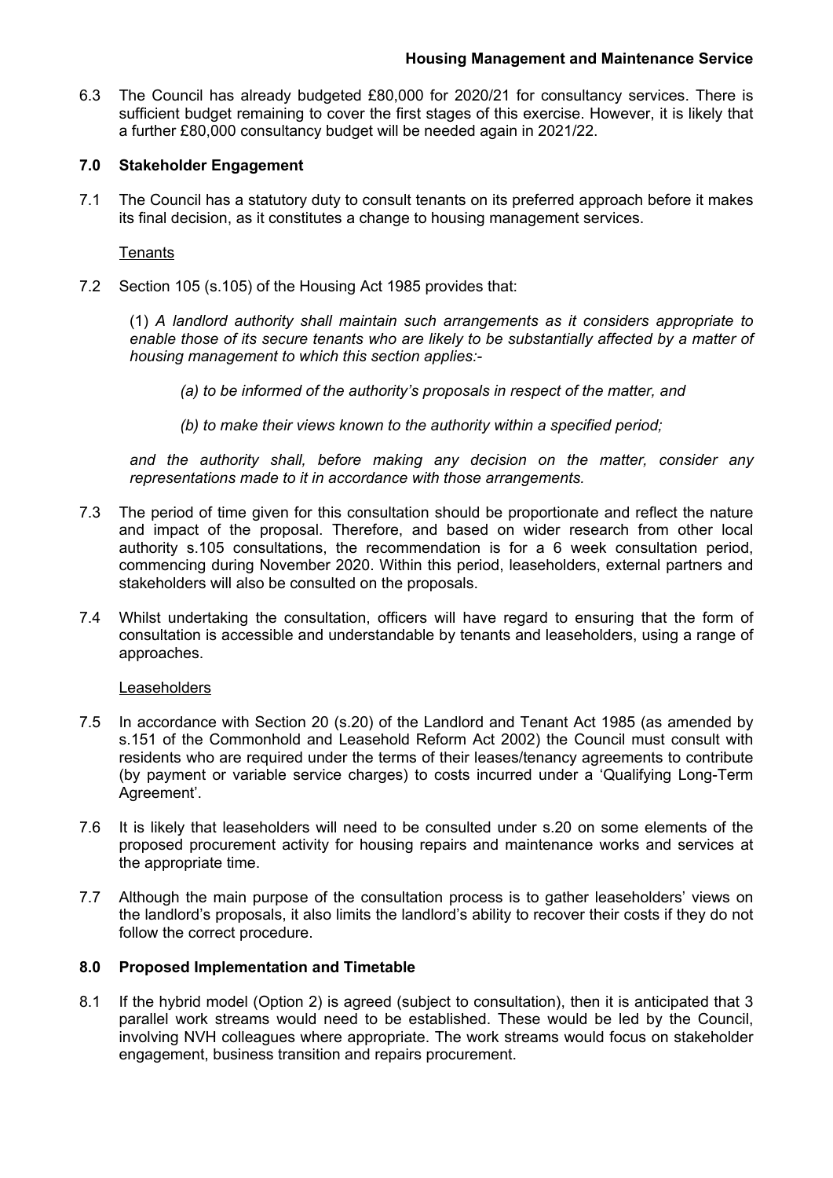6.3 The Council has already budgeted £80,000 for 2020/21 for consultancy services. There is sufficient budget remaining to cover the first stages of this exercise. However, it is likely that a further £80,000 consultancy budget will be needed again in 2021/22.

## 7.0 Stakeholder Engagement

7.1 The Council has a statutory duty to consult tenants on its preferred approach before it makes its final decision, as it constitutes a change to housing management services.

Tenants

7.2 Section 105 (s.105) of the Housing Act 1985 provides that:

(1) *A landlord authority shall maintain such arrangements as it considers appropriate to enable those of its secure tenants who are likely to be substantially affected by a matter of housing management to which this section applies:-*

*(a) to be informed of the authority's proposals in respect of the matter, and*

*(b) to make their views known to the authority within a specified period;*

*and the authority shall, before making any decision on the matter, consider any representations made to it in accordance with those arrangements.*

7.3 The period of time given for this consultation should be proportionate and reflect the nature and impact of the proposal. Therefore, and based on wider research from other local authority s.105 consultations, the recommendation is for a 6 week consultation period, commencing during November 2020. Within this period, leaseholders, external partners and stakeholders will also be consulted on the proposals.

7.4 Whilst undertaking the consultation, officers will have regard to ensuring that the form of consultation is accessible and understandable by tenants and leaseholders, using a range of approaches.

Leaseholders

7.5 In accordance with Section 20 (s.20) of the Landlord and Tenant Act 1985 (as amended by s.151 of the Commonhold and Leasehold Reform Act 2002) the Council must consult with residents who are required under the terms of their leases/tenancy agreements to contribute (by payment or variable service charges) to costs incurred under a 'Qualifying Long-Term Agreement'.

7.6 It is likely that leaseholders will need to be consulted under s.20 on some elements of the proposed procurement activity for housing repairs and maintenance works and services at the appropriate time.

7.7 Although the main purpose of the consultation process is to gather leaseholders' views on the landlord's proposals, it also limits the landlord's ability to recover their costs if they do not follow the correct procedure.

## 8.0 Proposed Implementation and Timetable

8.1 If the hybrid model (Option 2) is agreed (subject to consultation), then it is anticipated that 3 parallel work streams would need to be established. These would be led by the Council, involving NVH colleagues where appropriate. The work streams would focus on stakeholder engagement, business transition and repairs procurement.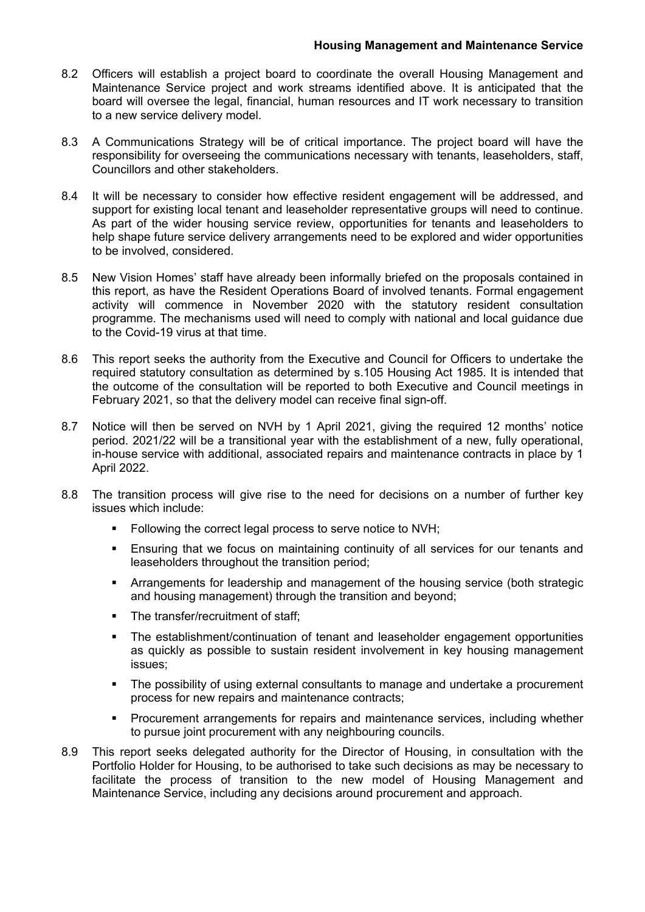8.2 Officers will establish a project board to coordinate the overall Housing Management and Maintenance Service project and work streams identified above. It is anticipated that the board will oversee the legal, financial, human resources and IT work necessary to transition to a new service delivery model.

8.3 A Communications Strategy will be of critical importance. The project board will have the responsibility for overseeing the communications necessary with tenants, leaseholders, staff, Councillors and other stakeholders.

8.4 It will be necessary to consider how effective resident engagement will be addressed, and support for existing local tenant and leaseholder representative groups will need to continue. As part of the wider housing service review, opportunities for tenants and leaseholders to help shape future service delivery arrangements need to be explored and wider opportunities to be involved, considered.

8.5 New Vision Homes' staff have already been informally briefed on the proposals contained in this report, as have the Resident Operations Board of involved tenants. Formal engagement activity will commence in November 2020 with the statutory resident consultation programme. The mechanisms used will need to comply with national and local guidance due to the Covid-19 virus at that time.

8.6 This report seeks the authority from the Executive and Council for Officers to undertake the required statutory consultation as determined by s.105 Housing Act 1985. It is intended that the outcome of the consultation will be reported to both Executive and Council meetings in February 2021, so that the delivery model can receive final sign-off.

8.7 Notice will then be served on NVH by 1 April 2021, giving the required 12 months' notice period. 2021/22 will be a transitional year with the establishment of a new, fully operational, in-house service with additional, associated repairs and maintenance contracts in place by 1 April 2022.

8.8 The transition process will give rise to the need for decisions on a number of further key issues which include:

- Following the correct legal process to serve notice to NVH;
- Ensuring that we focus on maintaining continuity of all services for our tenants and leaseholders throughout the transition period;
- Arrangements for leadership and management of the housing service (both strategic and housing management) through the transition and beyond;
- The transfer/recruitment of staff;
- The establishment/continuation of tenant and leaseholder engagement opportunities as quickly as possible to sustain resident involvement in key housing management issues;
- The possibility of using external consultants to manage and undertake a procurement process for new repairs and maintenance contracts;
- Procurement arrangements for repairs and maintenance services, including whether to pursue joint procurement with any neighbouring councils.

8.9 This report seeks delegated authority for the Director of Housing, in consultation with the Portfolio Holder for Housing, to be authorised to take such decisions as may be necessary to facilitate the process of transition to the new model of Housing Management and Maintenance Service, including any decisions around procurement and approach.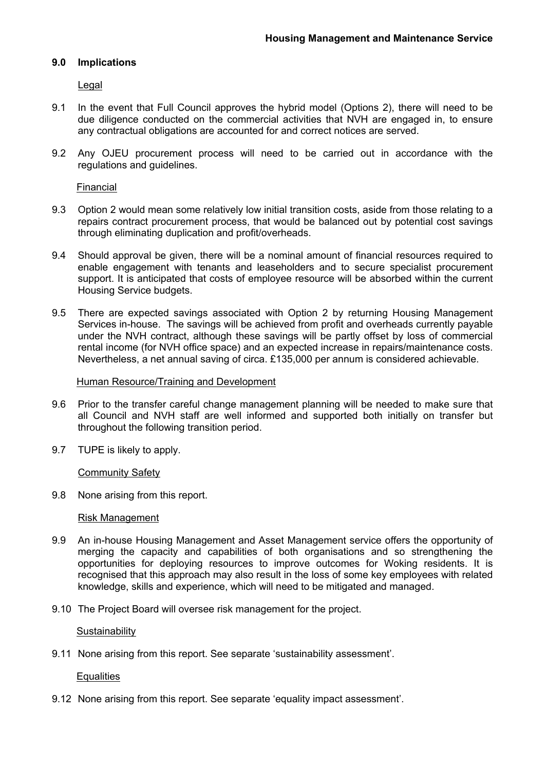## 9.0 Implications

Legal

9.1 In the event that Full Council approves the hybrid model (Options 2), there will need to be due diligence conducted on the commercial activities that NVH are engaged in, to ensure any contractual obligations are accounted for and correct notices are served.

9.2 Any OJEU procurement process will need to be carried out in accordance with the regulations and guidelines.

Financial

9.3 Option 2 would mean some relatively low initial transition costs, aside from those relating to a repairs contract procurement process, that would be balanced out by potential cost savings through eliminating duplication and profit/overheads.

9.4 Should approval be given, there will be a nominal amount of financial resources required to enable engagement with tenants and leaseholders and to secure specialist procurement support. It is anticipated that costs of employee resource will be absorbed within the current Housing Service budgets.

9.5 There are expected savings associated with Option 2 by returning Housing Management Services in-house. The savings will be achieved from profit and overheads currently payable under the NVH contract, although these savings will be partly offset by loss of commercial rental income (for NVH office space) and an expected increase in repairs/maintenance costs. Nevertheless, a net annual saving of circa. £135,000 per annum is considered achievable.

Human Resource/Training and Development

9.6 Prior to the transfer careful change management planning will be needed to make sure that all Council and NVH staff are well informed and supported both initially on transfer but throughout the following transition period.

9.7 TUPE is likely to apply.

Community Safety

9.8 None arising from this report.

Risk Management

9.9 An in-house Housing Management and Asset Management service offers the opportunity of merging the capacity and capabilities of both organisations and so strengthening the opportunities for deploying resources to improve outcomes for Woking residents. It is recognised that this approach may also result in the loss of some key employees with related knowledge, skills and experience, which will need to be mitigated and managed.

9.10 The Project Board will oversee risk management for the project.

Sustainability

9.11 None arising from this report. See separate 'sustainability assessment'.

Equalities

9.12 None arising from this report. See separate 'equality impact assessment'.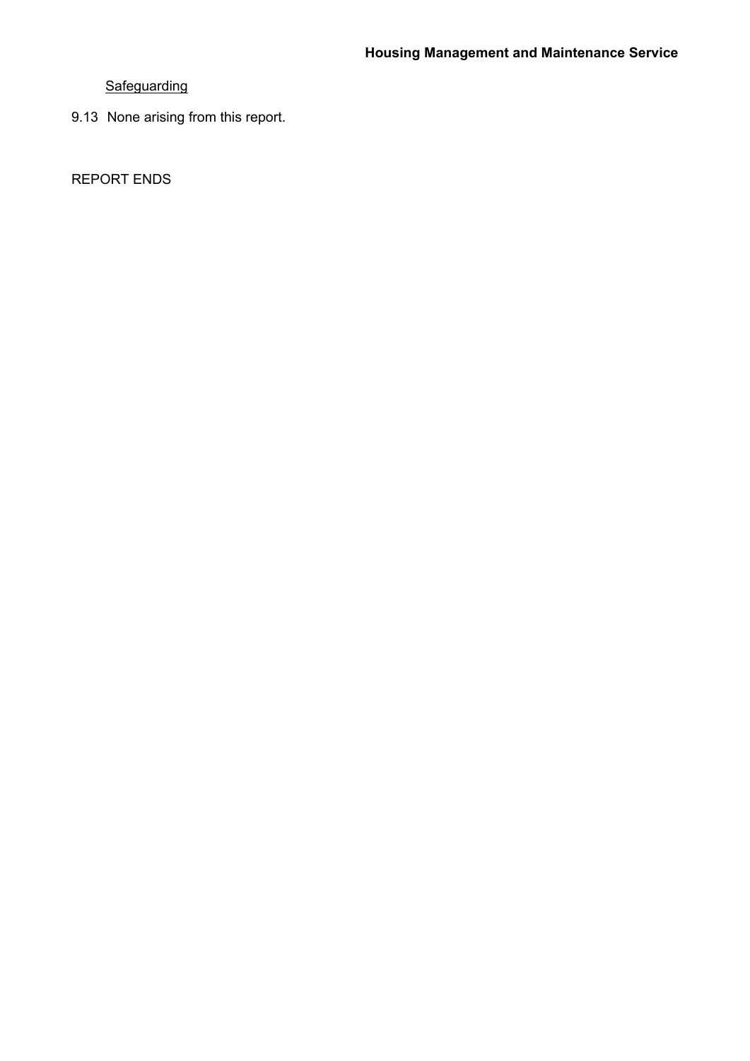Safeguarding

9.13 None arising from this report.

REPORT ENDS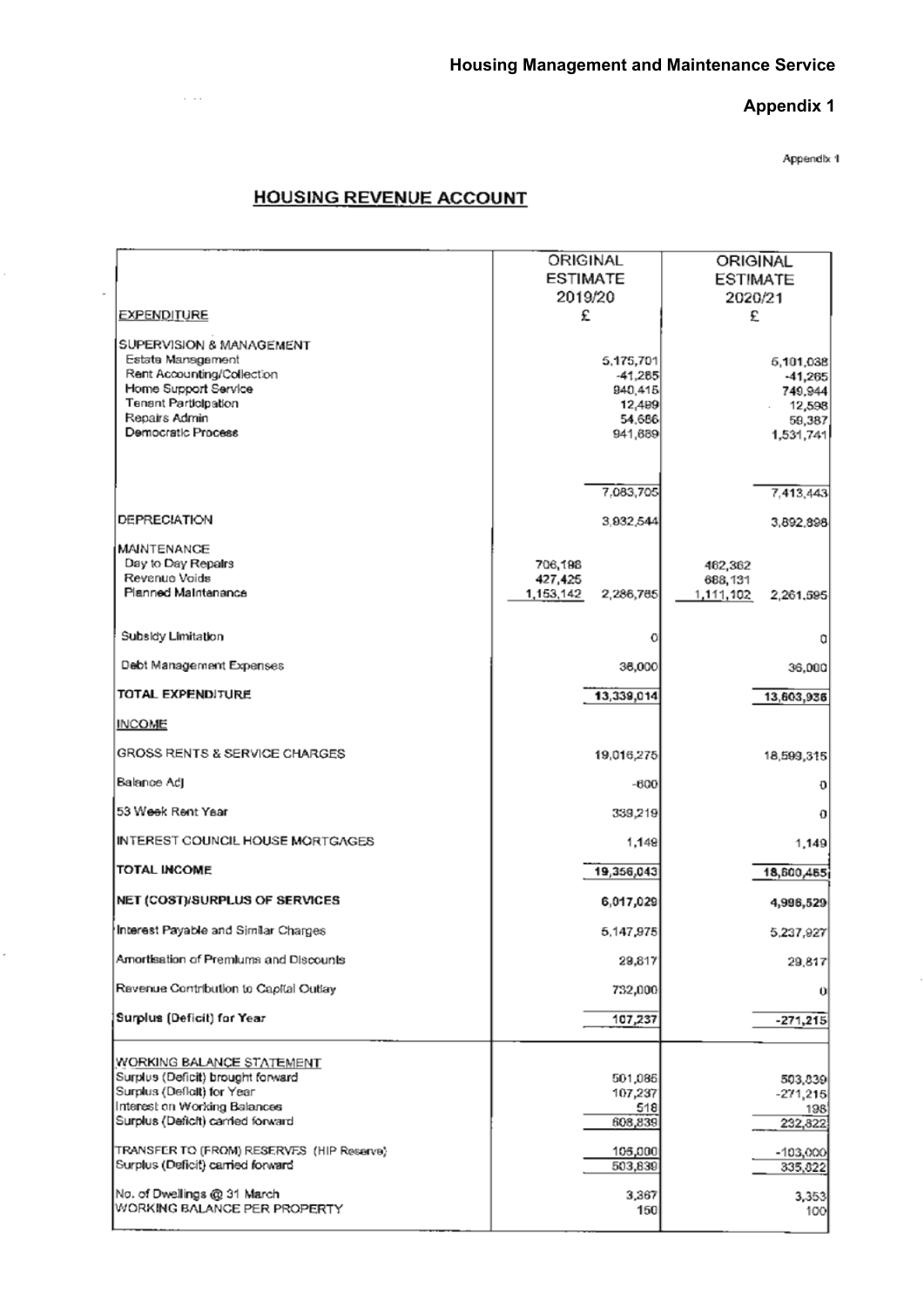**Housing Management and Maintenance Service**

**Appendix 1**

Appendix 1

## HOUSING REVENUE ACCOUNT

| | ORIGINAL ESTIMATE 2019/20 £ | | ORIGINAL ESTIMATE 2020/21 £ | |
|---|---|---|---|---|
| EXPENDITURE | | | | |
| SUPERVISION & MANAGEMENT | | | | |
| Estate Management | | 5,175,701 | | 5,101,038 |
| Rent Accounting/Collection | | -41,285 | | -41,265 |
| Home Support Service | | 940,415 | | 749,944 |
| Tenant Participation | | 12,499 | | 12,598 |
| Repairs Admin | | 54,686 | | 59,387 |
| Democratic Process | | 941,689 | | 1,531,741 |
| | | 7,083,705 | | 7,413,443 |
| DEPRECIATION | | 3,932,544 | | 3,892,898 |
| MAINTENANCE | | | | |
| Day to Day Repairs | 706,198 | | 462,362 | |
| Revenue Voids | 427,425 | | 688,131 | |
| Planned Maintenance | 1,153,142 | 2,286,765 | 1,111,102 | 2,261,595 |
| Subsidy Limitation | | 0 | | 0 |
| Debt Management Expenses | | 36,000 | | 36,000 |
| TOTAL EXPENDITURE | | 13,339,014 | | 13,603,936 |
| INCOME | | | | |
| GROSS RENTS & SERVICE CHARGES | | 19,016,275 | | 18,599,315 |
| Balance Adj | | -600 | | 0 |
| 53 Week Rent Year | | 339,219 | | 0 |
| INTEREST COUNCIL HOUSE MORTGAGES | | 1,149 | | 1,149 |
| TOTAL INCOME | | 19,356,043 | | 18,600,465 |
| NET (COST)/SURPLUS OF SERVICES | | 6,017,029 | | 4,996,529 |
| Interest Payable and Similar Charges | | 5,147,975 | | 5,237,927 |
| Amortisation of Premiums and Discounts | | 29,817 | | 29,817 |
| Revenue Contribution to Capital Outlay | | 732,000 | | 0 |
| Surplus (Deficit) for Year | | 107,237 | | -271,215 |
| WORKING BALANCE STATEMENT | | | | |
| Surplus (Deficit) brought forward | | 501,086 | | 503,839 |
| Surplus (Deficit) for Year | | 107,237 | | -271,215 |
| Interest on Working Balances | | 518 | | 198 |
| Surplus (Deficit) carried forward | | 608,839 | | 232,822 |
| TRANSFER TO (FROM) RESERVES (HIP Reserve) | | 105,000 | | -103,000 |
| Surplus (Deficit) carried forward | | 503,839 | | 335,822 |
| No. of Dwellings @ 31 March | | 3,367 | | 3,353 |
| WORKING BALANCE PER PROPERTY | | 150 | | 100 |